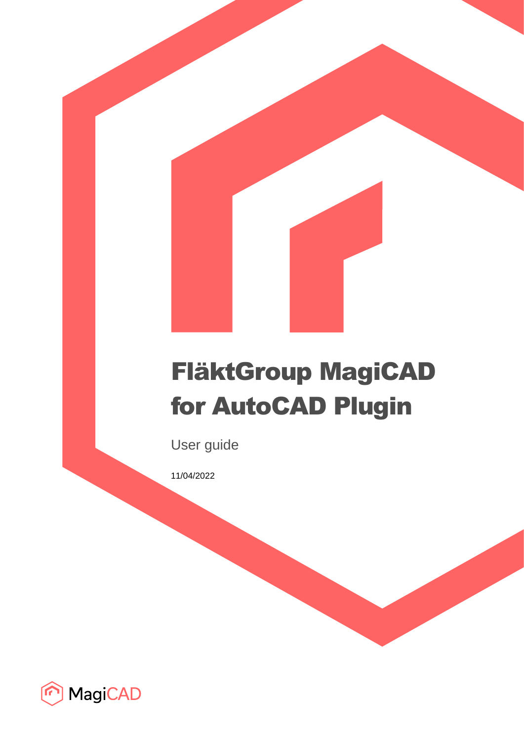# FläktGroup MagiCAD for AutoCAD Plugin

User guide

11/04/2022

MagiCAD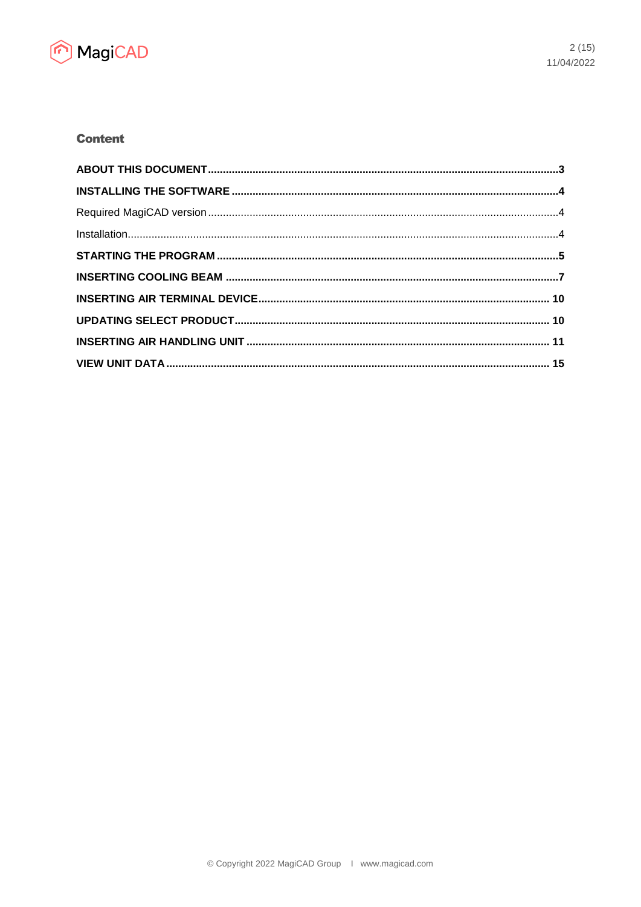# Content

**ABOUT THIS DOCUMENT** ..... **3**

**INSTALLING THE SOFTWARE** ..... **4**

Required MagiCAD version ..... 4

Installation ..... 4

**STARTING THE PROGRAM** ..... **5**

**INSERTING COOLING BEAM** ..... **7**

**INSERTING AIR TERMINAL DEVICE** ..... **10**

**UPDATING SELECT PRODUCT** ..... **10**

**INSERTING AIR HANDLING UNIT** ..... **11**

**VIEW UNIT DATA** ..... **15**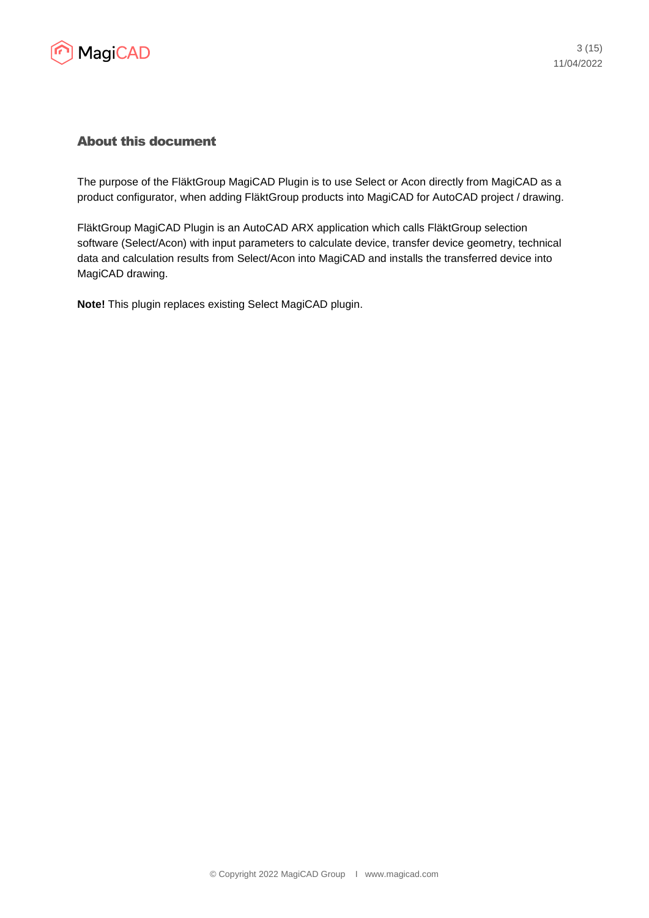## About this document

The purpose of the FläktGroup MagiCAD Plugin is to use Select or Acon directly from MagiCAD as a product configurator, when adding FläktGroup products into MagiCAD for AutoCAD project / drawing.

FläktGroup MagiCAD Plugin is an AutoCAD ARX application which calls FläktGroup selection software (Select/Acon) with input parameters to calculate device, transfer device geometry, technical data and calculation results from Select/Acon into MagiCAD and installs the transferred device into MagiCAD drawing.

**Note!** This plugin replaces existing Select MagiCAD plugin.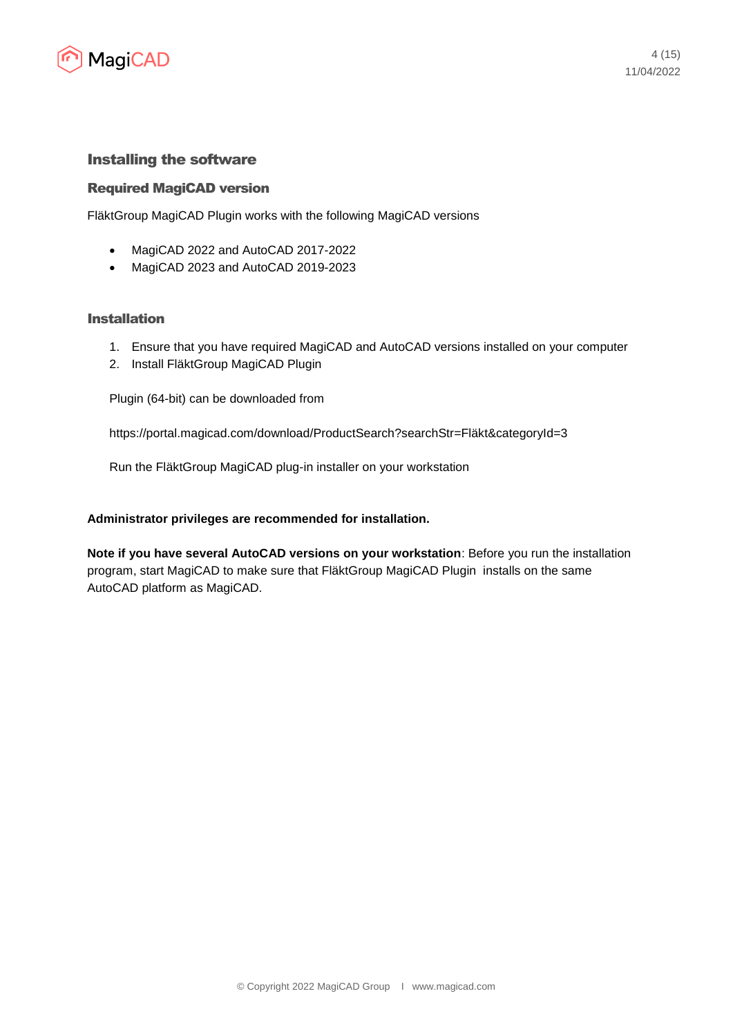## Installing the software

### Required MagiCAD version

FläktGroup MagiCAD Plugin works with the following MagiCAD versions

- MagiCAD 2022 and AutoCAD 2017-2022
- MagiCAD 2023 and AutoCAD 2019-2023

### Installation

1. Ensure that you have required MagiCAD and AutoCAD versions installed on your computer
2. Install FläktGroup MagiCAD Plugin

   Plugin (64-bit) can be downloaded from

   https://portal.magicad.com/download/ProductSearch?searchStr=Fläkt&categoryId=3

   Run the FläktGroup MagiCAD plug-in installer on your workstation

**Administrator privileges are recommended for installation.**

**Note if you have several AutoCAD versions on your workstation**: Before you run the installation program, start MagiCAD to make sure that FläktGroup MagiCAD Plugin installs on the same AutoCAD platform as MagiCAD.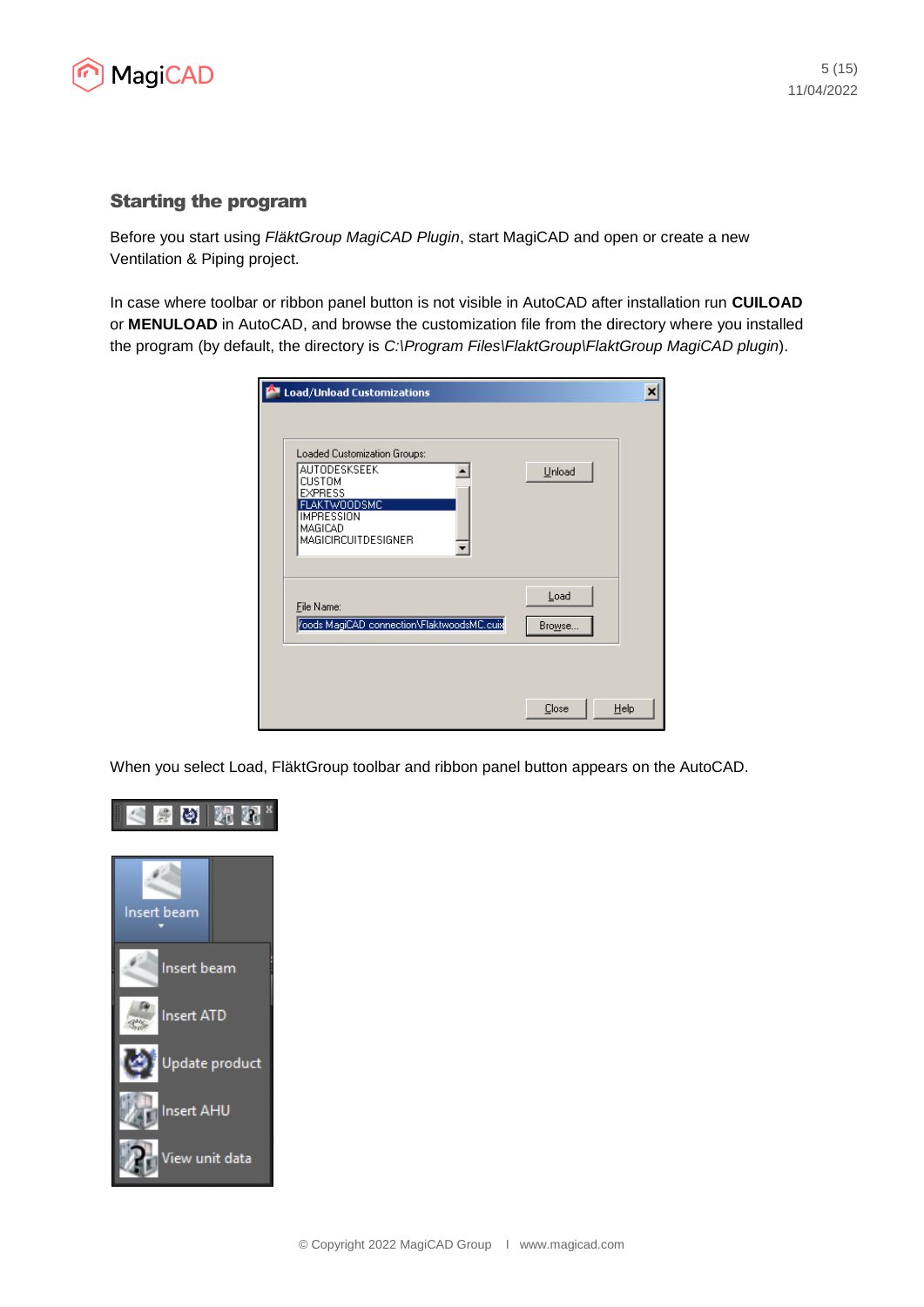## Starting the program

Before you start using *FläktGroup MagiCAD Plugin*, start MagiCAD and open or create a new Ventilation & Piping project.

In case where toolbar or ribbon panel button is not visible in AutoCAD after installation run **CUILOAD** or **MENULOAD** in AutoCAD, and browse the customization file from the directory where you installed the program (by default, the directory is *C:\Program Files\FlaktGroup\FlaktGroup MagiCAD plugin*).

When you select Load, FläktGroup toolbar and ribbon panel button appears on the AutoCAD.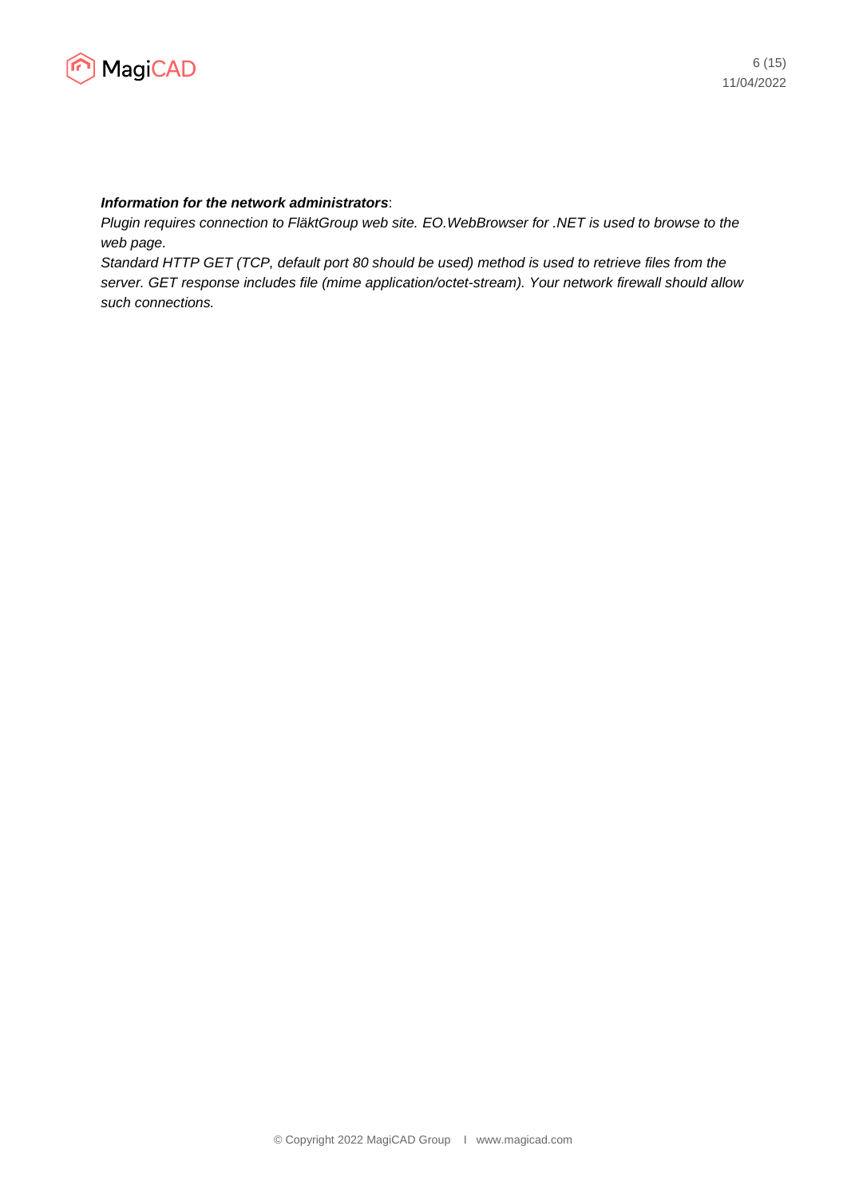***Information for the network administrators***:

*Plugin requires connection to FläktGroup web site. EO.WebBrowser for .NET is used to browse to the web page.*

*Standard HTTP GET (TCP, default port 80 should be used) method is used to retrieve files from the server. GET response includes file (mime application/octet-stream). Your network firewall should allow such connections.*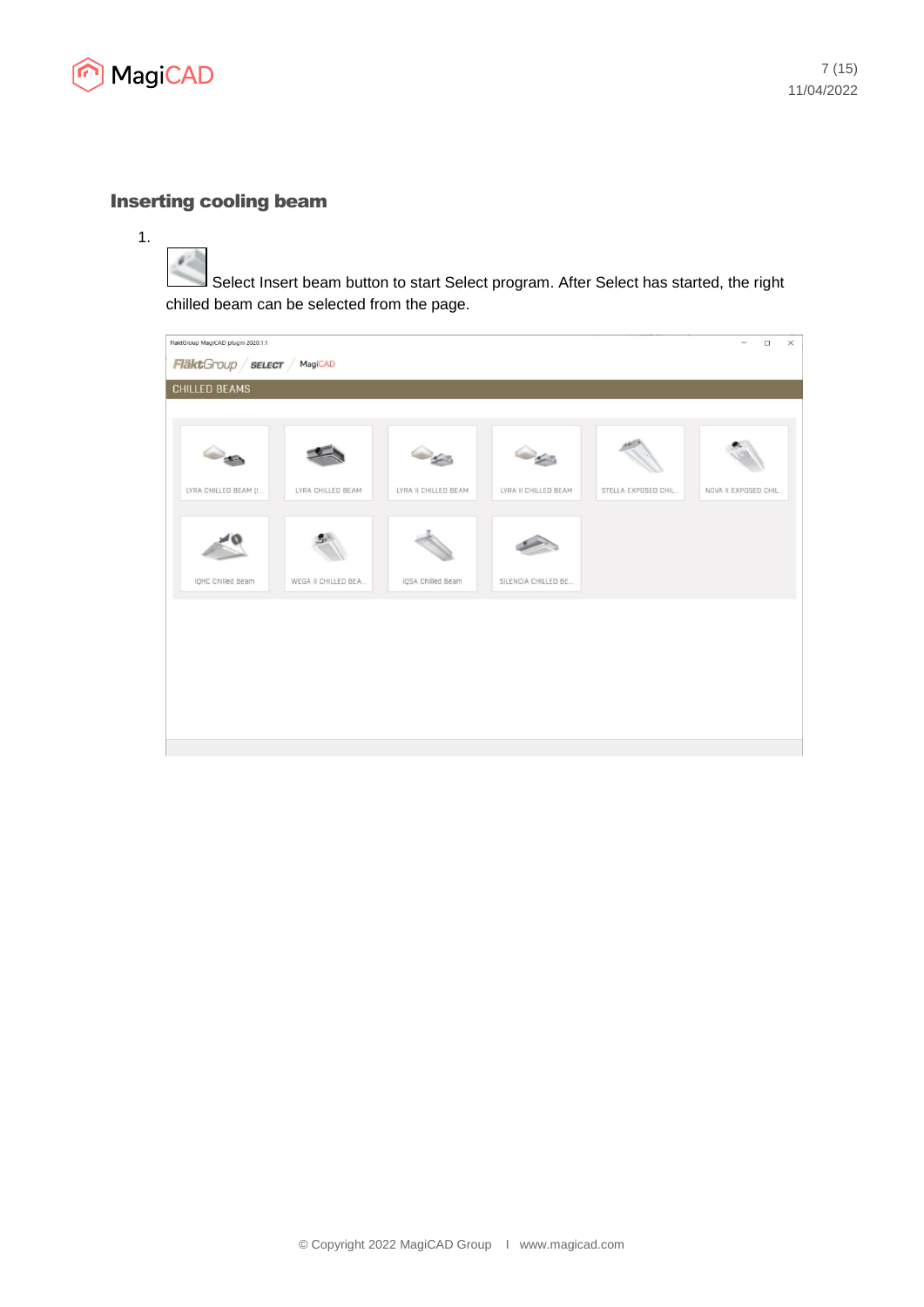## Inserting cooling beam

1. Select Insert beam button to start Select program. After Select has started, the right chilled beam can be selected from the page.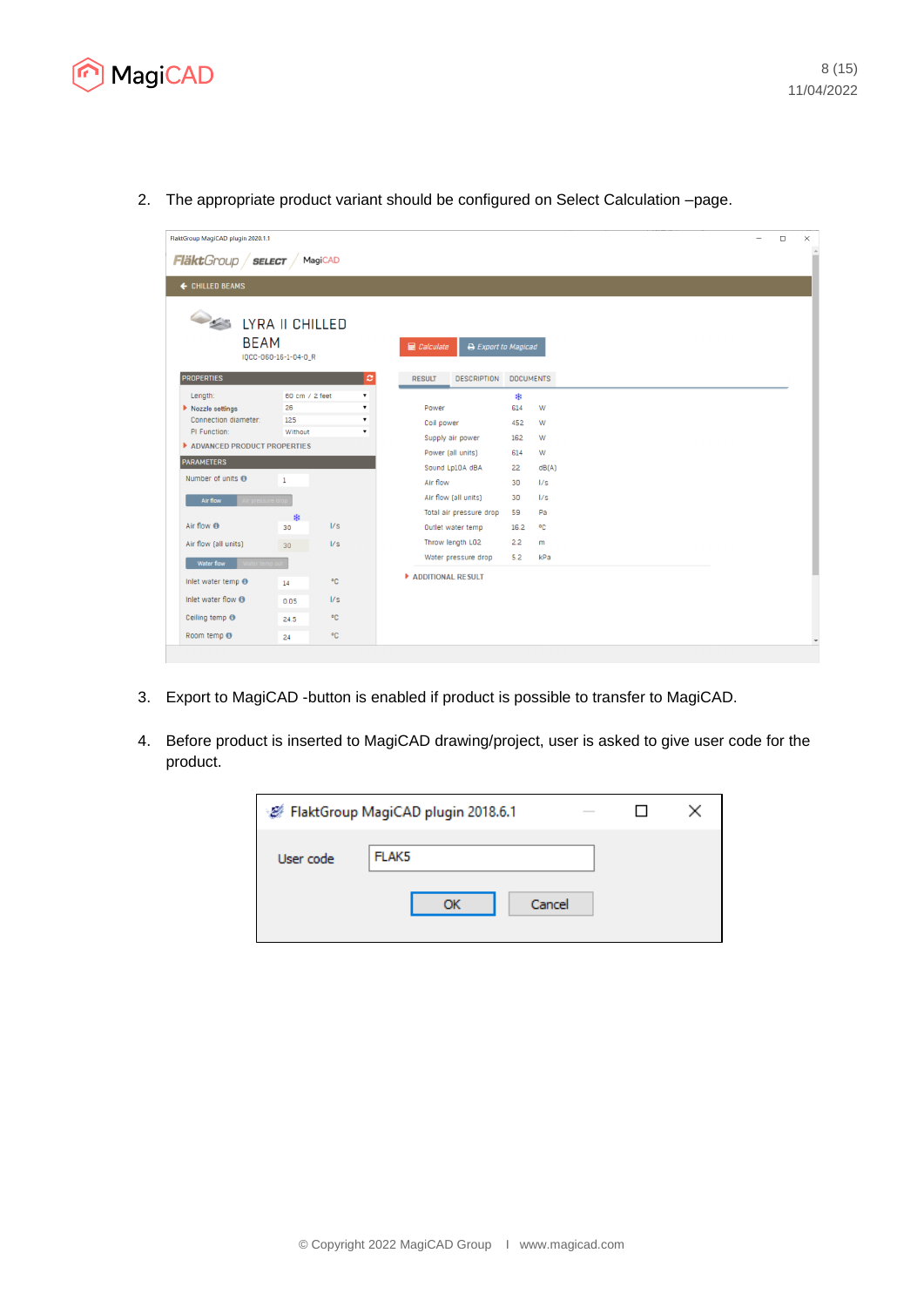2. The appropriate product variant should be configured on Select Calculation –page.

3. Export to MagiCAD -button is enabled if product is possible to transfer to MagiCAD.

4. Before product is inserted to MagiCAD drawing/project, user is asked to give user code for the product.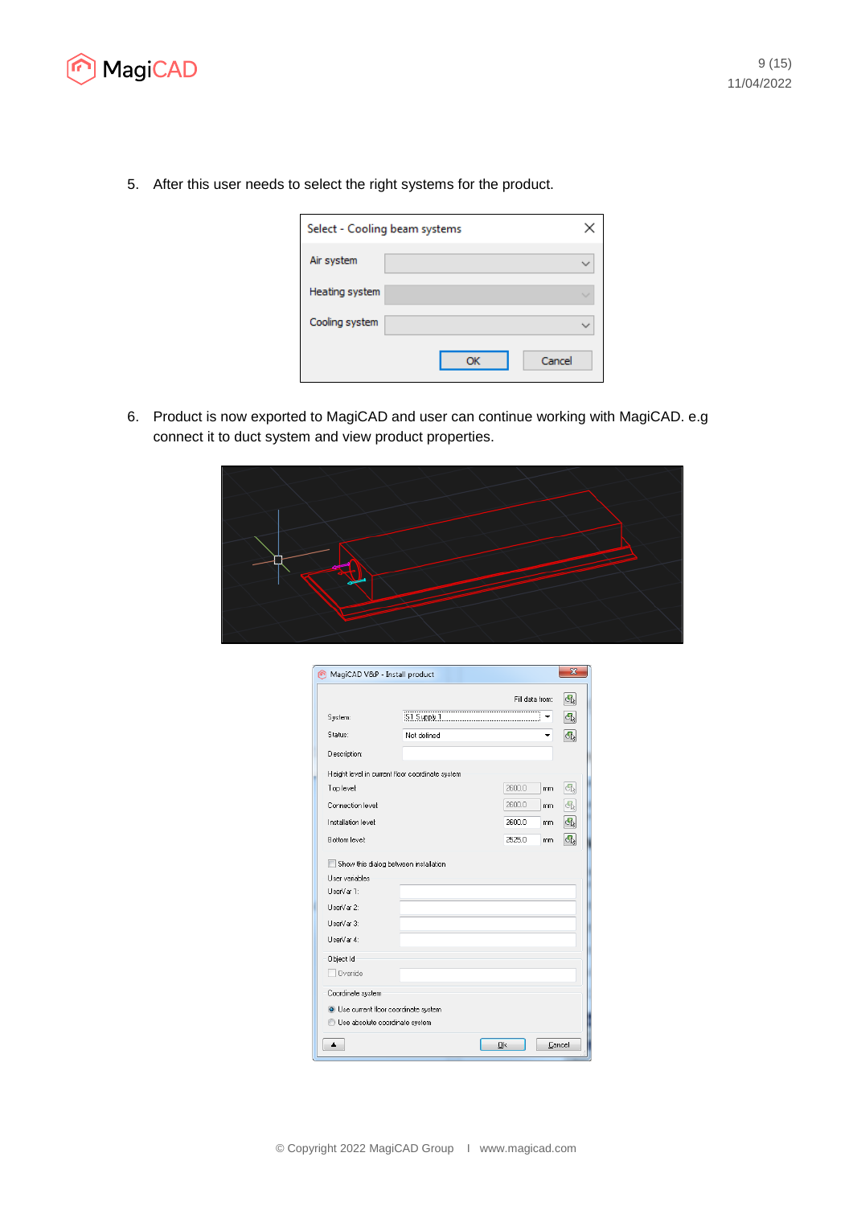5. After this user needs to select the right systems for the product.

6. Product is now exported to MagiCAD and user can continue working with MagiCAD. e.g connect it to duct system and view product properties.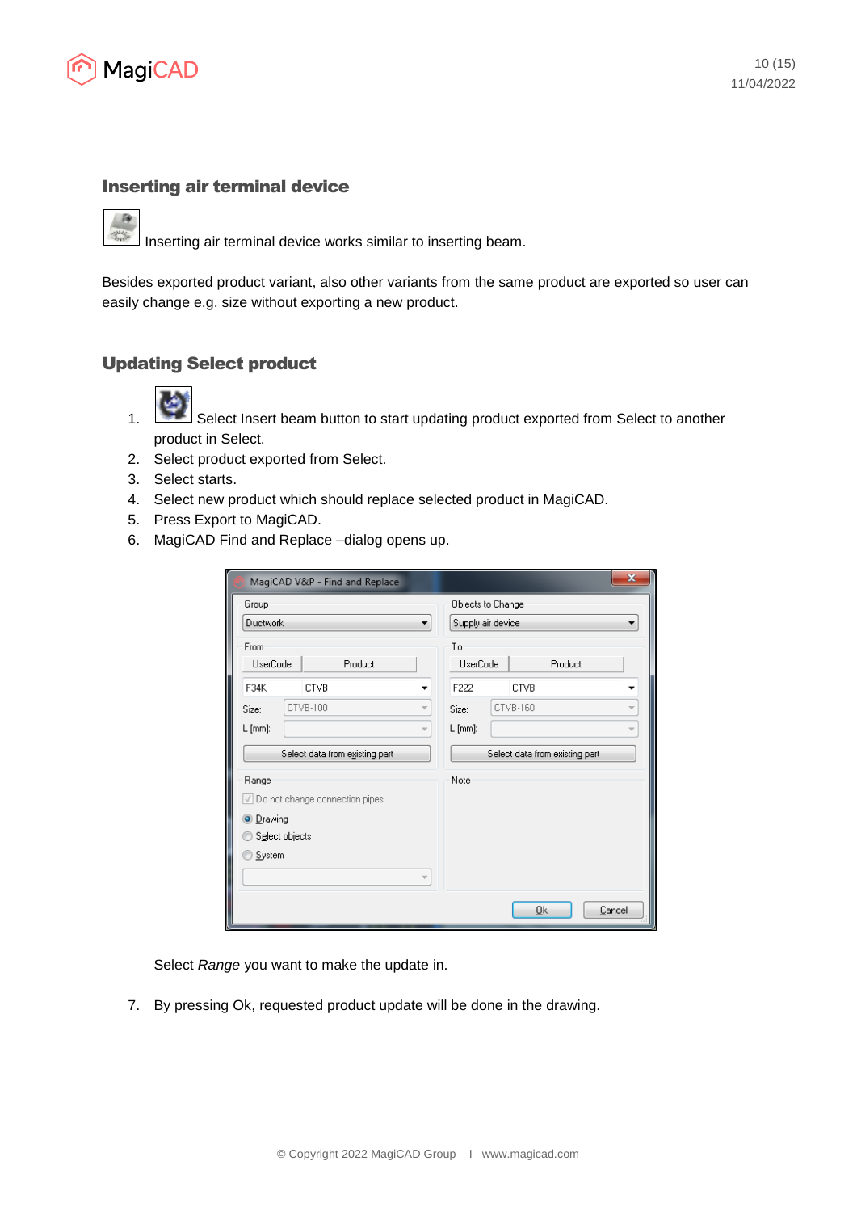## Inserting air terminal device

Inserting air terminal device works similar to inserting beam.

Besides exported product variant, also other variants from the same product are exported so user can easily change e.g. size without exporting a new product.

## Updating Select product

1. Select Insert beam button to start updating product exported from Select to another product in Select.
2. Select product exported from Select.
3. Select starts.
4. Select new product which should replace selected product in MagiCAD.
5. Press Export to MagiCAD.
6. MagiCAD Find and Replace –dialog opens up.

   Select *Range* you want to make the update in.

7. By pressing Ok, requested product update will be done in the drawing.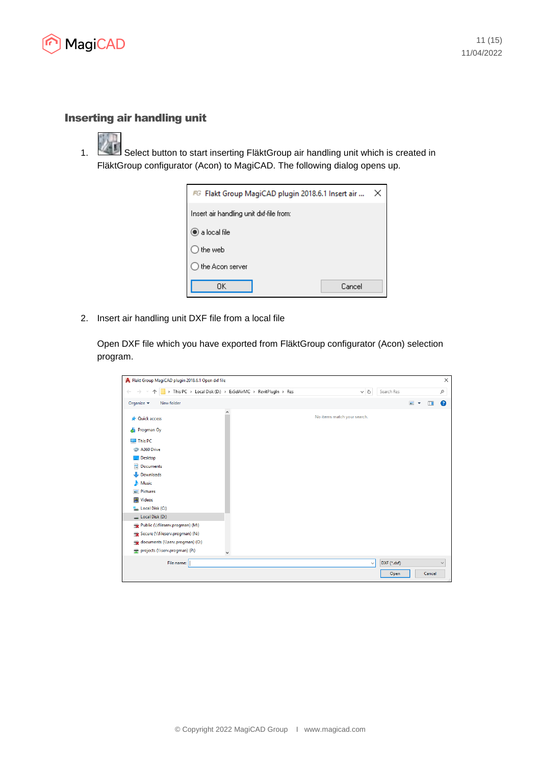## Inserting air handling unit

1. Select button to start inserting FläktGroup air handling unit which is created in FläktGroup configurator (Acon) to MagiCAD. The following dialog opens up.

2. Insert air handling unit DXF file from a local file

   Open DXF file which you have exported from FläktGroup configurator (Acon) selection program.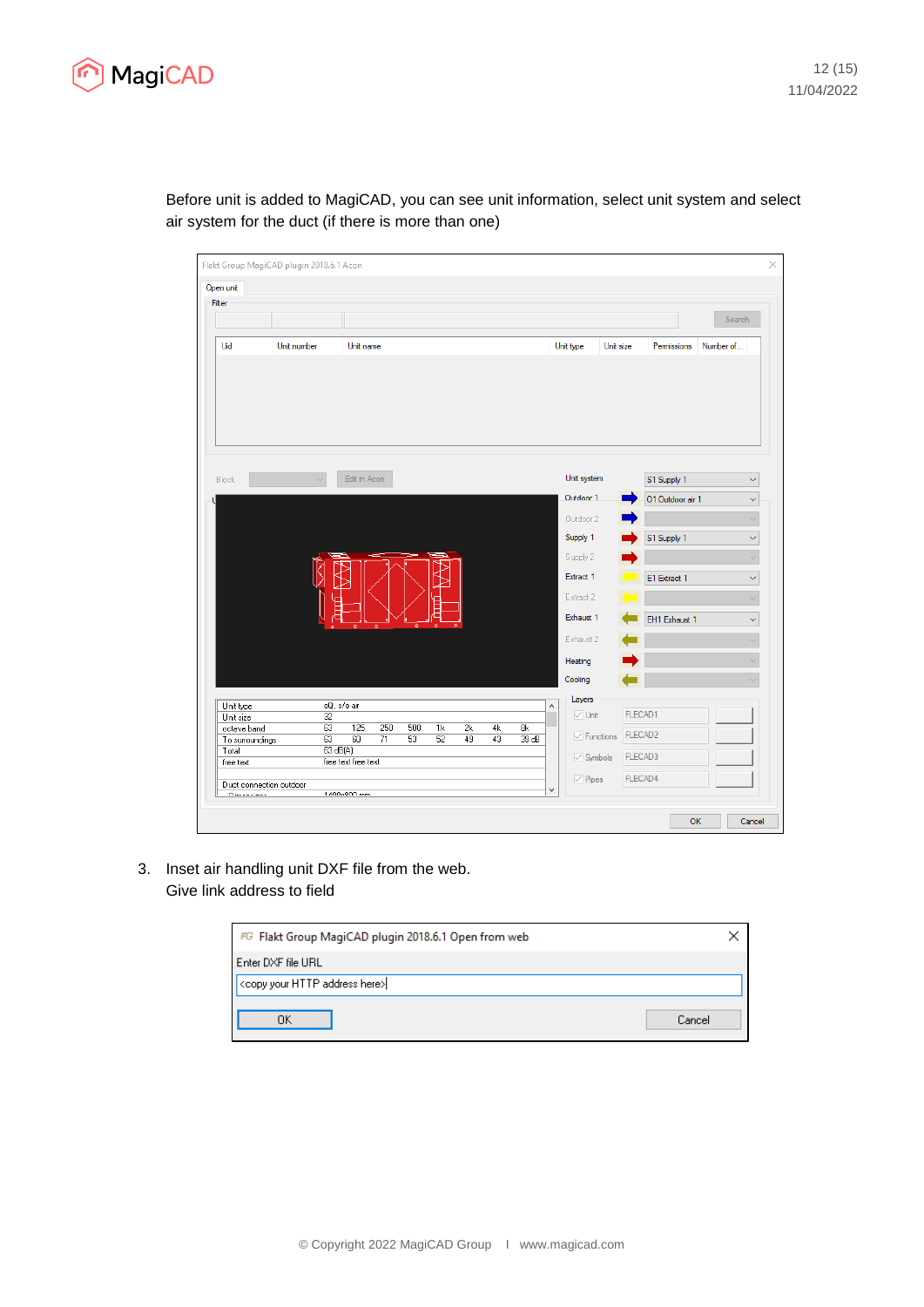Before unit is added to MagiCAD, you can see unit information, select unit system and select air system for the duct (if there is more than one)

3. Inset air handling unit DXF file from the web.
   Give link address to field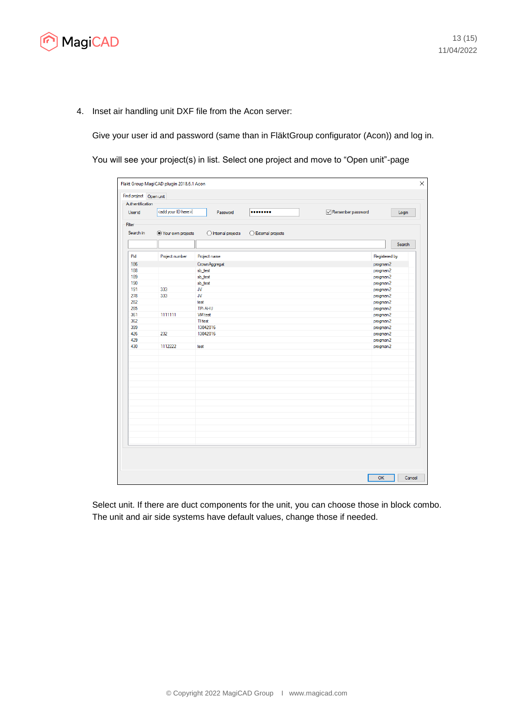4. Inset air handling unit DXF file from the Acon server:

   Give your user id and password (same than in FläktGroup configurator (Acon)) and log in.

   You will see your project(s) in list. Select one project and move to “Open unit”-page

   Select unit. If there are duct components for the unit, you can choose those in block combo. The unit and air side systems have default values, change those if needed.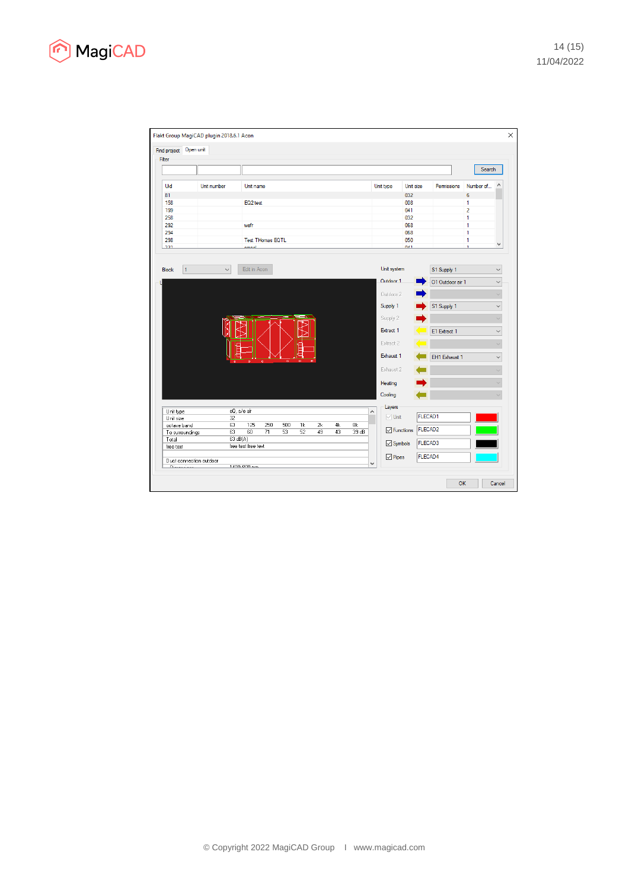Flakt Group MagiCAD plugin 2018.6.1 Acon

Find project | Open unit

Filter

Search

| Uid | Unit number | Unit name | Unit type | Unit size | Permissions | Number of... |
|---|---|---|---|---|---|---|
| 81 | | | | 032 | | 6 |
| 158 | | EQ2 test | | 008 | | 1 |
| 199 | | | | 041 | | 2 |
| 258 | | | | 032 | | 1 |
| 292 | | wefr | | 068 | | 1 |
| 294 | | | | 068 | | 1 |
| 298 | | Test THomas EQTL | | 050 | | 1 |

Block: 1 | Edit in Acon

| | | |
|---|---|---|
| Unit system | | S1 Supply 1 |
| Outdoor 1 | | O1 Outdoor air 1 |
| Outdoor 2 | | |
| Supply 1 | | S1 Supply 1 |
| Supply 2 | | |
| Extract 1 | | E1 Extract 1 |
| Extract 2 | | |
| Exhaust 1 | | EH1 Exhaust 1 |
| Exhaust 2 | | |
| Heating | | |
| Cooling | | |

| | | | | | | | | |
|---|---|---|---|---|---|---|---|---|
| Unit type | eQ, s/e air | | | | | | | |
| Unit size | 32 | | | | | | | |
| octave band | 63 | 125 | 250 | 500 | 1k | 2k | 4k | 8k |
| To surroundings | 63 | 60 | 71 | 53 | 52 | 49 | 43 | 39 dB |
| Total | 63 dB(A) | | | | | | | |
| free text | free text free text | | | | | | | |
| Duct connection outdoor | | | | | | | | |

Layers

| | | |
|---|---|---|
| Unit | FLECAD1 | |
| Functions | FLECAD2 | |
| Symbols | FLECAD3 | |
| Pipes | FLECAD4 | |

OK | Cancel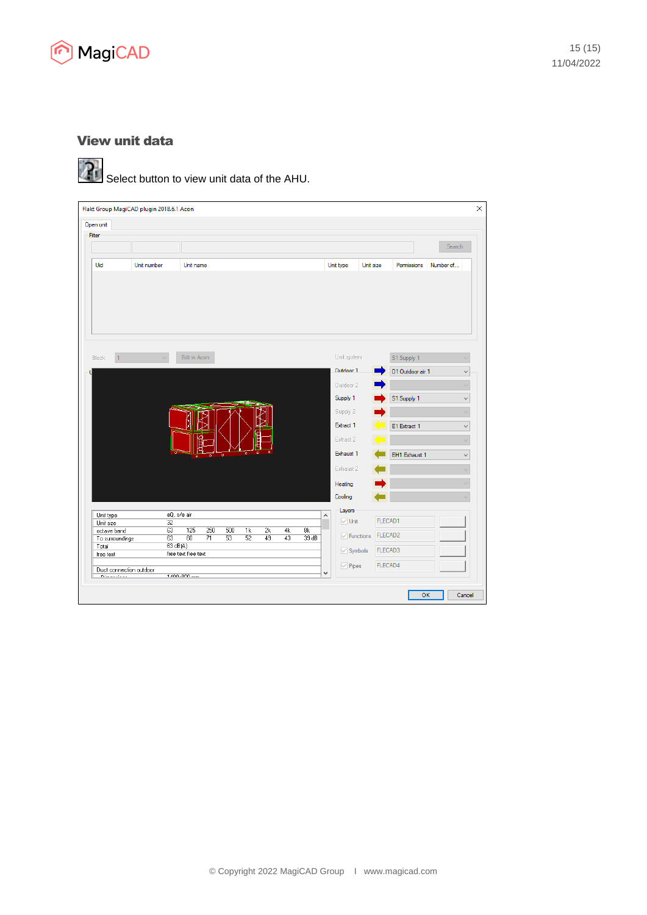## View unit data

Select button to view unit data of the AHU.